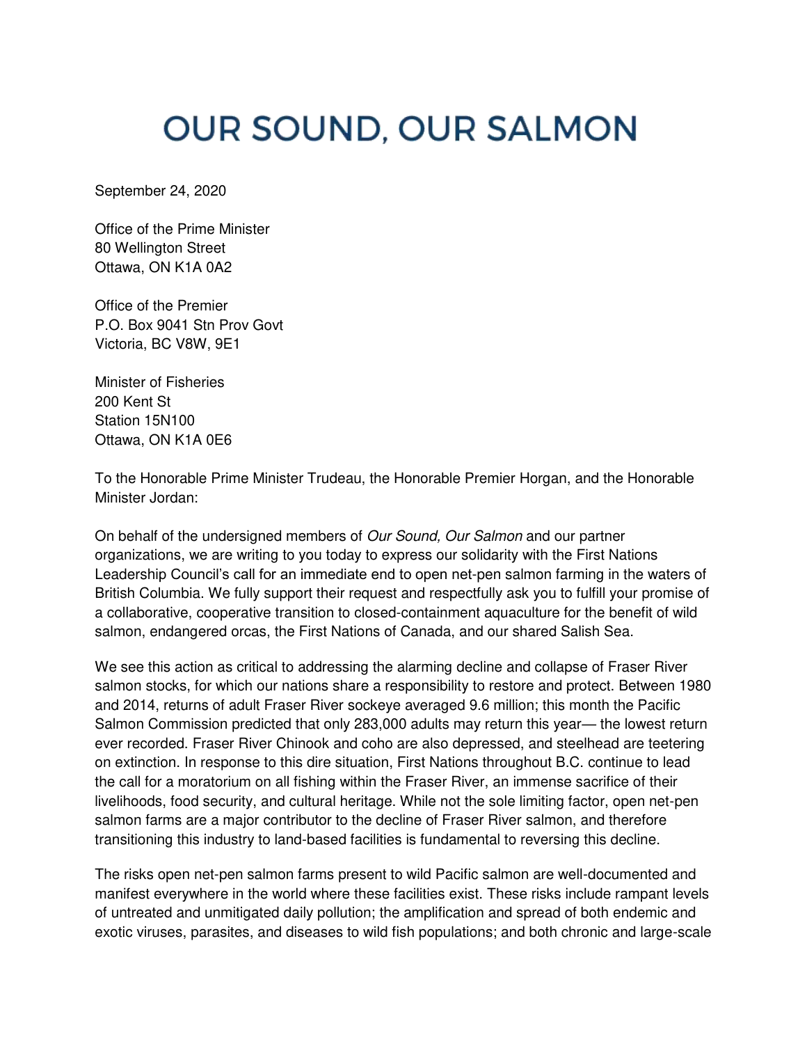# OUR SOUND, OUR SALMON

September 24, 2020

Office of the Prime Minister
80 Wellington Street
Ottawa, ON K1A 0A2

Office of the Premier
P.O. Box 9041 Stn Prov Govt
Victoria, BC V8W, 9E1

Minister of Fisheries
200 Kent St
Station 15N100
Ottawa, ON K1A 0E6

To the Honorable Prime Minister Trudeau, the Honorable Premier Horgan, and the Honorable Minister Jordan:

On behalf of the undersigned members of *Our Sound, Our Salmon* and our partner organizations, we are writing to you today to express our solidarity with the First Nations Leadership Council's call for an immediate end to open net-pen salmon farming in the waters of British Columbia. We fully support their request and respectfully ask you to fulfill your promise of a collaborative, cooperative transition to closed-containment aquaculture for the benefit of wild salmon, endangered orcas, the First Nations of Canada, and our shared Salish Sea.

We see this action as critical to addressing the alarming decline and collapse of Fraser River salmon stocks, for which our nations share a responsibility to restore and protect. Between 1980 and 2014, returns of adult Fraser River sockeye averaged 9.6 million; this month the Pacific Salmon Commission predicted that only 283,000 adults may return this year— the lowest return ever recorded. Fraser River Chinook and coho are also depressed, and steelhead are teetering on extinction. In response to this dire situation, First Nations throughout B.C. continue to lead the call for a moratorium on all fishing within the Fraser River, an immense sacrifice of their livelihoods, food security, and cultural heritage. While not the sole limiting factor, open net-pen salmon farms are a major contributor to the decline of Fraser River salmon, and therefore transitioning this industry to land-based facilities is fundamental to reversing this decline.

The risks open net-pen salmon farms present to wild Pacific salmon are well-documented and manifest everywhere in the world where these facilities exist. These risks include rampant levels of untreated and unmitigated daily pollution; the amplification and spread of both endemic and exotic viruses, parasites, and diseases to wild fish populations; and both chronic and large-scale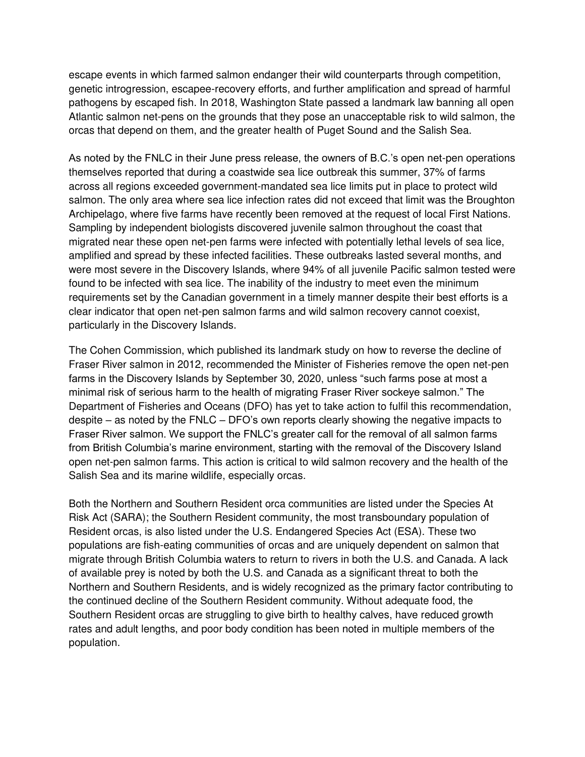escape events in which farmed salmon endanger their wild counterparts through competition, genetic introgression, escapee-recovery efforts, and further amplification and spread of harmful pathogens by escaped fish. In 2018, Washington State passed a landmark law banning all open Atlantic salmon net-pens on the grounds that they pose an unacceptable risk to wild salmon, the orcas that depend on them, and the greater health of Puget Sound and the Salish Sea.

As noted by the FNLC in their June press release, the owners of B.C.'s open net-pen operations themselves reported that during a coastwide sea lice outbreak this summer, 37% of farms across all regions exceeded government-mandated sea lice limits put in place to protect wild salmon. The only area where sea lice infection rates did not exceed that limit was the Broughton Archipelago, where five farms have recently been removed at the request of local First Nations. Sampling by independent biologists discovered juvenile salmon throughout the coast that migrated near these open net-pen farms were infected with potentially lethal levels of sea lice, amplified and spread by these infected facilities. These outbreaks lasted several months, and were most severe in the Discovery Islands, where 94% of all juvenile Pacific salmon tested were found to be infected with sea lice. The inability of the industry to meet even the minimum requirements set by the Canadian government in a timely manner despite their best efforts is a clear indicator that open net-pen salmon farms and wild salmon recovery cannot coexist, particularly in the Discovery Islands.

The Cohen Commission, which published its landmark study on how to reverse the decline of Fraser River salmon in 2012, recommended the Minister of Fisheries remove the open net-pen farms in the Discovery Islands by September 30, 2020, unless "such farms pose at most a minimal risk of serious harm to the health of migrating Fraser River sockeye salmon." The Department of Fisheries and Oceans (DFO) has yet to take action to fulfil this recommendation, despite – as noted by the FNLC – DFO's own reports clearly showing the negative impacts to Fraser River salmon. We support the FNLC's greater call for the removal of all salmon farms from British Columbia's marine environment, starting with the removal of the Discovery Island open net-pen salmon farms. This action is critical to wild salmon recovery and the health of the Salish Sea and its marine wildlife, especially orcas.

Both the Northern and Southern Resident orca communities are listed under the Species At Risk Act (SARA); the Southern Resident community, the most transboundary population of Resident orcas, is also listed under the U.S. Endangered Species Act (ESA). These two populations are fish-eating communities of orcas and are uniquely dependent on salmon that migrate through British Columbia waters to return to rivers in both the U.S. and Canada. A lack of available prey is noted by both the U.S. and Canada as a significant threat to both the Northern and Southern Residents, and is widely recognized as the primary factor contributing to the continued decline of the Southern Resident community. Without adequate food, the Southern Resident orcas are struggling to give birth to healthy calves, have reduced growth rates and adult lengths, and poor body condition has been noted in multiple members of the population.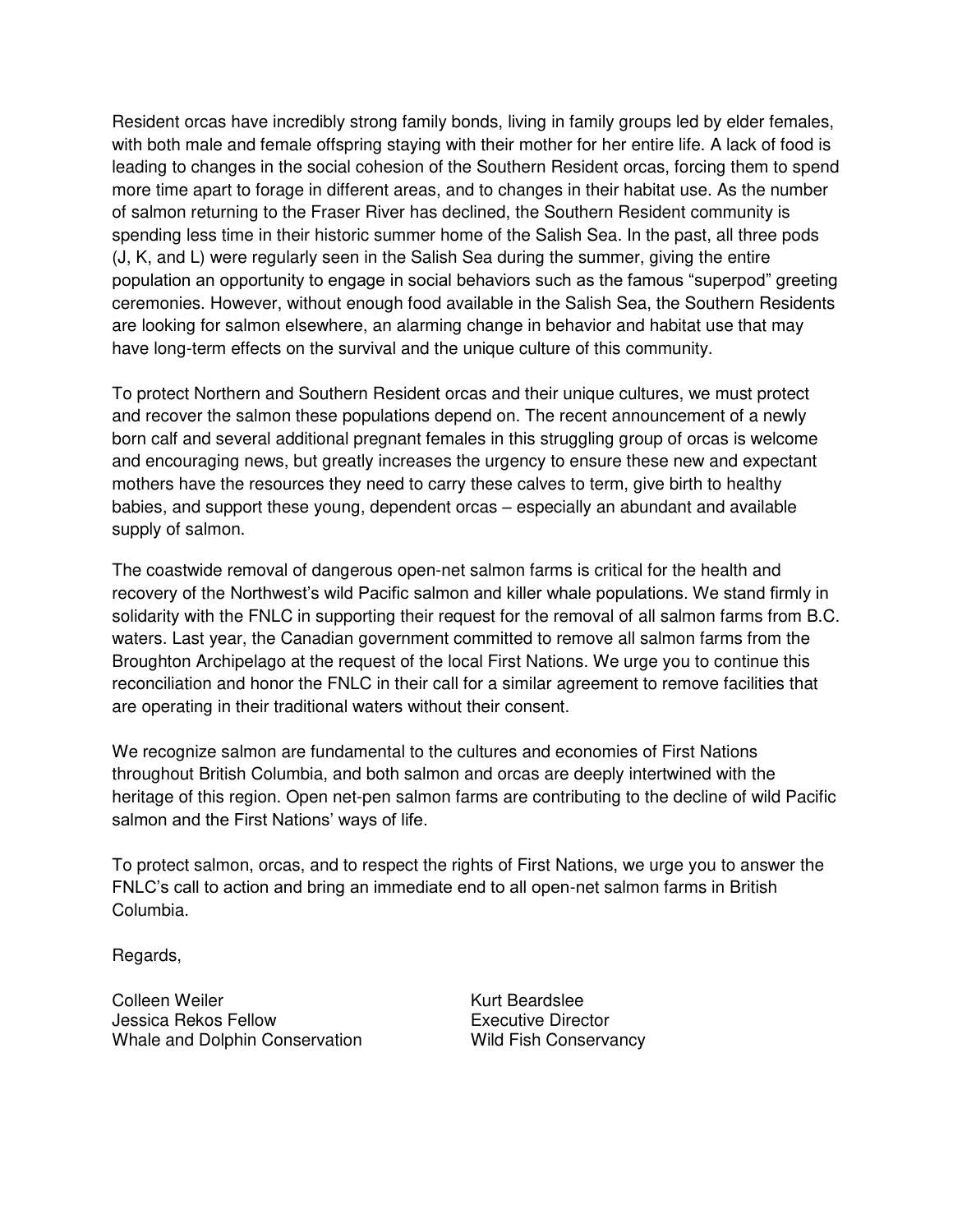Resident orcas have incredibly strong family bonds, living in family groups led by elder females, with both male and female offspring staying with their mother for her entire life. A lack of food is leading to changes in the social cohesion of the Southern Resident orcas, forcing them to spend more time apart to forage in different areas, and to changes in their habitat use. As the number of salmon returning to the Fraser River has declined, the Southern Resident community is spending less time in their historic summer home of the Salish Sea. In the past, all three pods (J, K, and L) were regularly seen in the Salish Sea during the summer, giving the entire population an opportunity to engage in social behaviors such as the famous "superpod" greeting ceremonies. However, without enough food available in the Salish Sea, the Southern Residents are looking for salmon elsewhere, an alarming change in behavior and habitat use that may have long-term effects on the survival and the unique culture of this community.

To protect Northern and Southern Resident orcas and their unique cultures, we must protect and recover the salmon these populations depend on. The recent announcement of a newly born calf and several additional pregnant females in this struggling group of orcas is welcome and encouraging news, but greatly increases the urgency to ensure these new and expectant mothers have the resources they need to carry these calves to term, give birth to healthy babies, and support these young, dependent orcas – especially an abundant and available supply of salmon.

The coastwide removal of dangerous open-net salmon farms is critical for the health and recovery of the Northwest's wild Pacific salmon and killer whale populations. We stand firmly in solidarity with the FNLC in supporting their request for the removal of all salmon farms from B.C. waters. Last year, the Canadian government committed to remove all salmon farms from the Broughton Archipelago at the request of the local First Nations. We urge you to continue this reconciliation and honor the FNLC in their call for a similar agreement to remove facilities that are operating in their traditional waters without their consent.

We recognize salmon are fundamental to the cultures and economies of First Nations throughout British Columbia, and both salmon and orcas are deeply intertwined with the heritage of this region. Open net-pen salmon farms are contributing to the decline of wild Pacific salmon and the First Nations' ways of life.

To protect salmon, orcas, and to respect the rights of First Nations, we urge you to answer the FNLC's call to action and bring an immediate end to all open-net salmon farms in British Columbia.

Regards,

Colleen Weiler
Jessica Rekos Fellow
Whale and Dolphin Conservation

Kurt Beardslee
Executive Director
Wild Fish Conservancy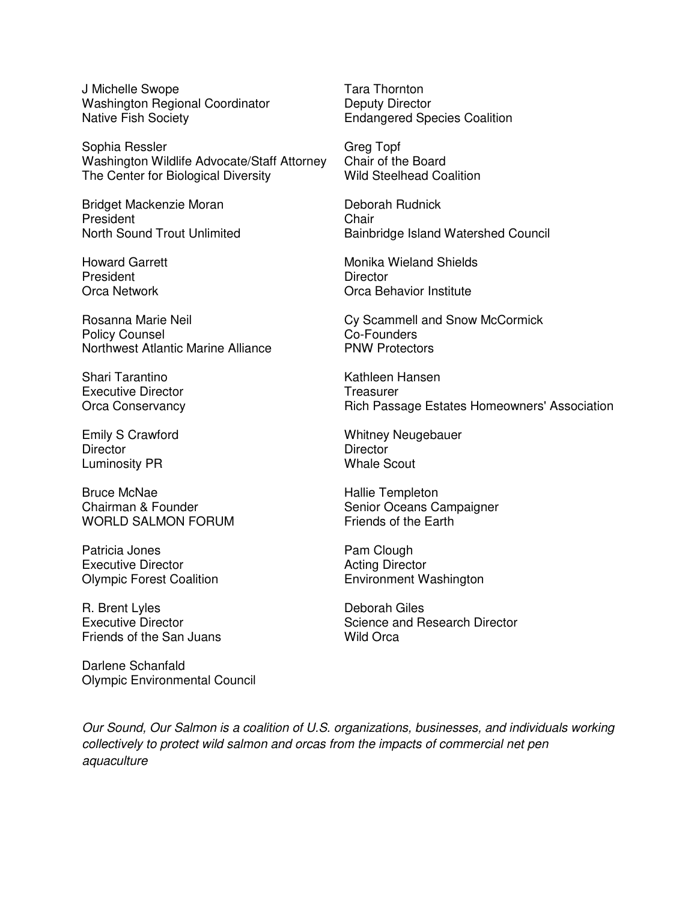J Michelle Swope
Washington Regional Coordinator
Native Fish Society

Sophia Ressler
Washington Wildlife Advocate/Staff Attorney
The Center for Biological Diversity

Bridget Mackenzie Moran
President
North Sound Trout Unlimited

Howard Garrett
President
Orca Network

Rosanna Marie Neil
Policy Counsel
Northwest Atlantic Marine Alliance

Shari Tarantino
Executive Director
Orca Conservancy

Emily S Crawford
Director
Luminosity PR

Bruce McNae
Chairman & Founder
WORLD SALMON FORUM

Patricia Jones
Executive Director
Olympic Forest Coalition

R. Brent Lyles
Executive Director
Friends of the San Juans

Darlene Schanfald
Olympic Environmental Council

Tara Thornton
Deputy Director
Endangered Species Coalition

Greg Topf
Chair of the Board
Wild Steelhead Coalition

Deborah Rudnick
Chair
Bainbridge Island Watershed Council

Monika Wieland Shields
Director
Orca Behavior Institute

Cy Scammell and Snow McCormick
Co-Founders
PNW Protectors

Kathleen Hansen
Treasurer
Rich Passage Estates Homeowners' Association

Whitney Neugebauer
Director
Whale Scout

Hallie Templeton
Senior Oceans Campaigner
Friends of the Earth

Pam Clough
Acting Director
Environment Washington

Deborah Giles
Science and Research Director
Wild Orca

*Our Sound, Our Salmon is a coalition of U.S. organizations, businesses, and individuals working collectively to protect wild salmon and orcas from the impacts of commercial net pen aquaculture*